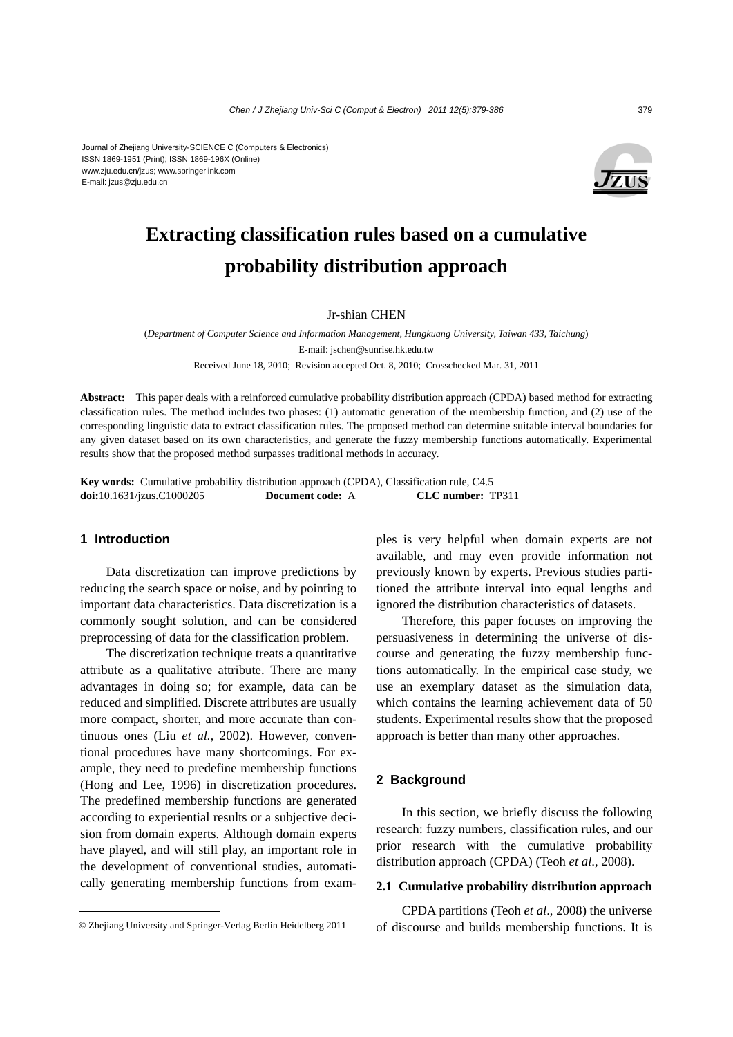Journal of Zhejiang University-SCIENCE C (Computers & Electronics)
ISSN 1869-1951 (Print); ISSN 1869-196X (Online)
www.zju.edu.cn/jzus; www.springerlink.com
E-mail: jzus@zju.edu.cn

# Extracting classification rules based on a cumulative probability distribution approach

Jr-shian CHEN

(*Department of Computer Science and Information Management, Hungkuang University, Taiwan 433, Taichung*)

E-mail: jschen@sunrise.hk.edu.tw

Received June 18, 2010; Revision accepted Oct. 8, 2010; Crosschecked Mar. 31, 2011

**Abstract:** This paper deals with a reinforced cumulative probability distribution approach (CPDA) based method for extracting classification rules. The method includes two phases: (1) automatic generation of the membership function, and (2) use of the corresponding linguistic data to extract classification rules. The proposed method can determine suitable interval boundaries for any given dataset based on its own characteristics, and generate the fuzzy membership functions automatically. Experimental results show that the proposed method surpasses traditional methods in accuracy.

**Key words:** Cumulative probability distribution approach (CPDA), Classification rule, C4.5
**doi:**10.1631/jzus.C1000205 **Document code:** A **CLC number:** TP311

## 1 Introduction

Data discretization can improve predictions by reducing the search space or noise, and by pointing to important data characteristics. Data discretization is a commonly sought solution, and can be considered preprocessing of data for the classification problem.

The discretization technique treats a quantitative attribute as a qualitative attribute. There are many advantages in doing so; for example, data can be reduced and simplified. Discrete attributes are usually more compact, shorter, and more accurate than continuous ones (Liu *et al.*, 2002). However, conventional procedures have many shortcomings. For example, they need to predefine membership functions (Hong and Lee, 1996) in discretization procedures. The predefined membership functions are generated according to experiential results or a subjective decision from domain experts. Although domain experts have played, and will still play, an important role in the development of conventional studies, automatically generating membership functions from examples is very helpful when domain experts are not available, and may even provide information not previously known by experts. Previous studies partitioned the attribute interval into equal lengths and ignored the distribution characteristics of datasets.

Therefore, this paper focuses on improving the persuasiveness in determining the universe of discourse and generating the fuzzy membership functions automatically. In the empirical case study, we use an exemplary dataset as the simulation data, which contains the learning achievement data of 50 students. Experimental results show that the proposed approach is better than many other approaches.

## 2 Background

In this section, we briefly discuss the following research: fuzzy numbers, classification rules, and our prior research with the cumulative probability distribution approach (CPDA) (Teoh *et al*., 2008).

### 2.1 Cumulative probability distribution approach

CPDA partitions (Teoh *et al*., 2008) the universe of discourse and builds membership functions. It is

© Zhejiang University and Springer-Verlag Berlin Heidelberg 2011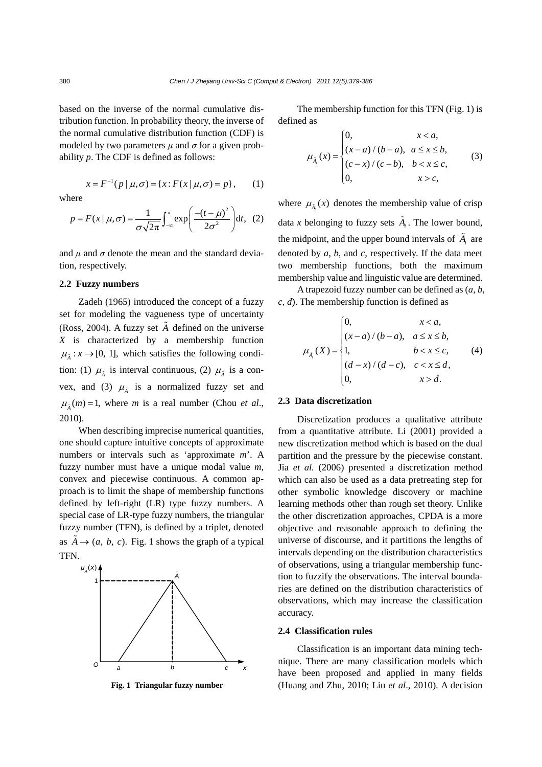based on the inverse of the normal cumulative distribution function. In probability theory, the inverse of the normal cumulative distribution function (CDF) is modeled by two parameters $\mu$ and $\sigma$ for a given probability $p$. The CDF is defined as follows:

$$x = F^{-1}(p \mid \mu, \sigma) = \{x : F(x \mid \mu, \sigma) = p\}, \quad (1)$$

where

$$p = F(x \mid \mu, \sigma) = \frac{1}{\sigma\sqrt{2\pi}} \int_{-\infty}^{x} \exp\left(\frac{-(t-\mu)^2}{2\sigma^2}\right) \mathrm{d}t, \quad (2)$$

and $\mu$ and $\sigma$ denote the mean and the standard deviation, respectively.

### 2.2 Fuzzy numbers

Zadeh (1965) introduced the concept of a fuzzy set for modeling the vagueness type of uncertainty (Ross, 2004). A fuzzy set $\tilde{A}$ defined on the universe $X$ is characterized by a membership function $\mu_{\tilde{A}} : x \to [0, 1]$, which satisfies the following condition: (1) $\mu_{\tilde{A}}$ is interval continuous, (2) $\mu_{\tilde{A}}$ is a convex, and (3) $\mu_{\tilde{A}}$ is a normalized fuzzy set and $\mu_{\tilde{A}}(m) = 1$, where $m$ is a real number (Chou *et al*., 2010).

When describing imprecise numerical quantities, one should capture intuitive concepts of approximate numbers or intervals such as 'approximate $m$'. A fuzzy number must have a unique modal value $m$, convex and piecewise continuous. A common approach is to limit the shape of membership functions defined by left-right (LR) type fuzzy numbers. A special case of LR-type fuzzy numbers, the triangular fuzzy number (TFN), is defined by a triplet, denoted as $\tilde{A} \to (a, b, c)$. Fig. 1 shows the graph of a typical TFN.

**Fig. 1 Triangular fuzzy number**

The membership function for this TFN (Fig. 1) is defined as

$$\mu_{\tilde{A}_i}(x) = \begin{cases} 0, & x < a, \\ (x-a)/(b-a), & a \le x \le b, \\ (c-x)/(c-b), & b < x \le c, \\ 0, & x > c, \end{cases} \quad (3)$$

where $\mu_{\tilde{A}_i}(x)$ denotes the membership value of crisp data $x$ belonging to fuzzy sets $\tilde{A}_i$. The lower bound, the midpoint, and the upper bound intervals of $\tilde{A}_i$ are denoted by $a$, $b$, and $c$, respectively. If the data meet two membership functions, both the maximum membership value and linguistic value are determined.

A trapezoid fuzzy number can be defined as $(a, b, c, d)$. The membership function is defined as

$$\mu_{\tilde{A}_i}(X) = \begin{cases} 0, & x < a, \\ (x-a)/(b-a), & a \le x \le b, \\ 1, & b < x \le c, \\ (d-x)/(d-c), & c < x \le d, \\ 0, & x > d. \end{cases} \quad (4)$$

### 2.3 Data discretization

Discretization produces a qualitative attribute from a quantitative attribute. Li (2001) provided a new discretization method which is based on the dual partition and the pressure by the piecewise constant. Jia *et al.* (2006) presented a discretization method which can also be used as a data pretreating step for other symbolic knowledge discovery or machine learning methods other than rough set theory. Unlike the other discretization approaches, CPDA is a more objective and reasonable approach to defining the universe of discourse, and it partitions the lengths of intervals depending on the distribution characteristics of observations, using a triangular membership function to fuzzify the observations. The interval boundaries are defined on the distribution characteristics of observations, which may increase the classification accuracy.

### 2.4 Classification rules

Classification is an important data mining technique. There are many classification models which have been proposed and applied in many fields (Huang and Zhu, 2010; Liu *et al*., 2010). A decision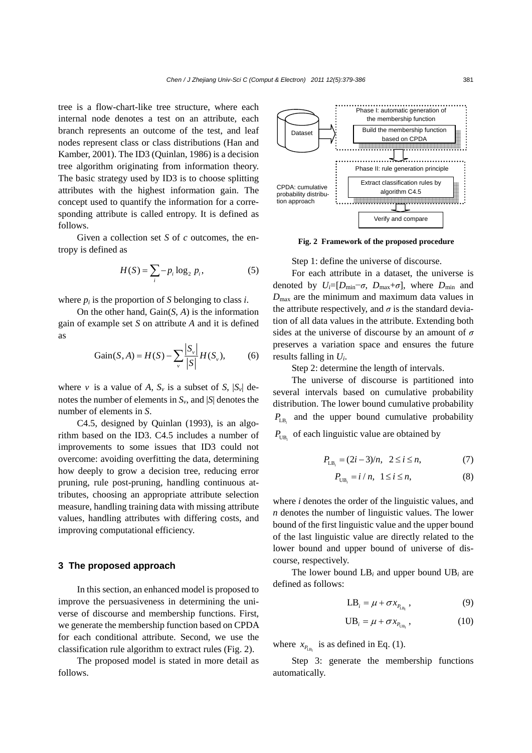tree is a flow-chart-like tree structure, where each internal node denotes a test on an attribute, each branch represents an outcome of the test, and leaf nodes represent class or class distributions (Han and Kamber, 2001). The ID3 (Quinlan, 1986) is a decision tree algorithm originating from information theory. The basic strategy used by ID3 is to choose splitting attributes with the highest information gain. The concept used to quantify the information for a corresponding attribute is called entropy. It is defined as follows.

Given a collection set $S$ of $c$ outcomes, the entropy is defined as

$$H(S)=\sum_i -p_i \log_2 p_i, \tag{5}$$

where $p_i$ is the proportion of $S$ belonging to class $i$.

On the other hand, Gain($S$, $A$) is the information gain of example set $S$ on attribute $A$ and it is defined as

$$\text{Gain}(S,A)=H(S)-\sum_v \frac{|S_v|}{|S|}H(S_v), \tag{6}$$

where $v$ is a value of $A$, $S_v$ is a subset of $S$, $|S_v|$ denotes the number of elements in $S_v$, and $|S|$ denotes the number of elements in $S$.

C4.5, designed by Quinlan (1993), is an algorithm based on the ID3. C4.5 includes a number of improvements to some issues that ID3 could not overcome: avoiding overfitting the data, determining how deeply to grow a decision tree, reducing error pruning, rule post-pruning, handling continuous attributes, choosing an appropriate attribute selection measure, handling training data with missing attribute values, handling attributes with differing costs, and improving computational efficiency.

## 3 The proposed approach

In this section, an enhanced model is proposed to improve the persuasiveness in determining the universe of discourse and membership functions. First, we generate the membership function based on CPDA for each conditional attribute. Second, we use the classification rule algorithm to extract rules (Fig. 2).

The proposed model is stated in more detail as follows.

Dataset → Phase I: automatic generation of the membership function (Build the membership function based on CPDA) → Phase II: rule generation principle (Extract classification rules by algorithm C4.5) → Verify and compare

CPDA: cumulative probability distribution approach

**Fig. 2 Framework of the proposed procedure**

Step 1: define the universe of discourse.

For each attribute in a dataset, the universe is denoted by $U_i=[D_{\min}-\sigma, D_{\max}+\sigma]$, where $D_{\min}$ and $D_{\max}$ are the minimum and maximum data values in the attribute respectively, and $\sigma$ is the standard deviation of all data values in the attribute. Extending both sides at the universe of discourse by an amount of $\sigma$ preserves a variation space and ensures the future results falling in $U_i$.

Step 2: determine the length of intervals.

The universe of discourse is partitioned into several intervals based on cumulative probability distribution. The lower bound cumulative probability $P_{\text{LB}_i}$ and the upper bound cumulative probability $P_{\text{UB}_i}$ of each linguistic value are obtained by

$$P_{\text{LB}_i}=(2i-3)/n, \quad 2\le i\le n, \tag{7}$$

$$P_{\text{UB}_i}=i/n, \quad 1\le i\le n, \tag{8}$$

where $i$ denotes the order of the linguistic values, and $n$ denotes the number of linguistic values. The lower bound of the first linguistic value and the upper bound of the last linguistic value are directly related to the lower bound and upper bound of universe of discourse, respectively.

The lower bound $\text{LB}_i$ and upper bound $\text{UB}_i$ are defined as follows:

$$\text{LB}_i=\mu+\sigma x_{P_{\text{LB}_i}}, \tag{9}$$

$$\text{UB}_i=\mu+\sigma x_{P_{\text{UB}_i}}, \tag{10}$$

where $x_{P_{\text{LB}_i}}$ is as defined in Eq. (1).

Step 3: generate the membership functions automatically.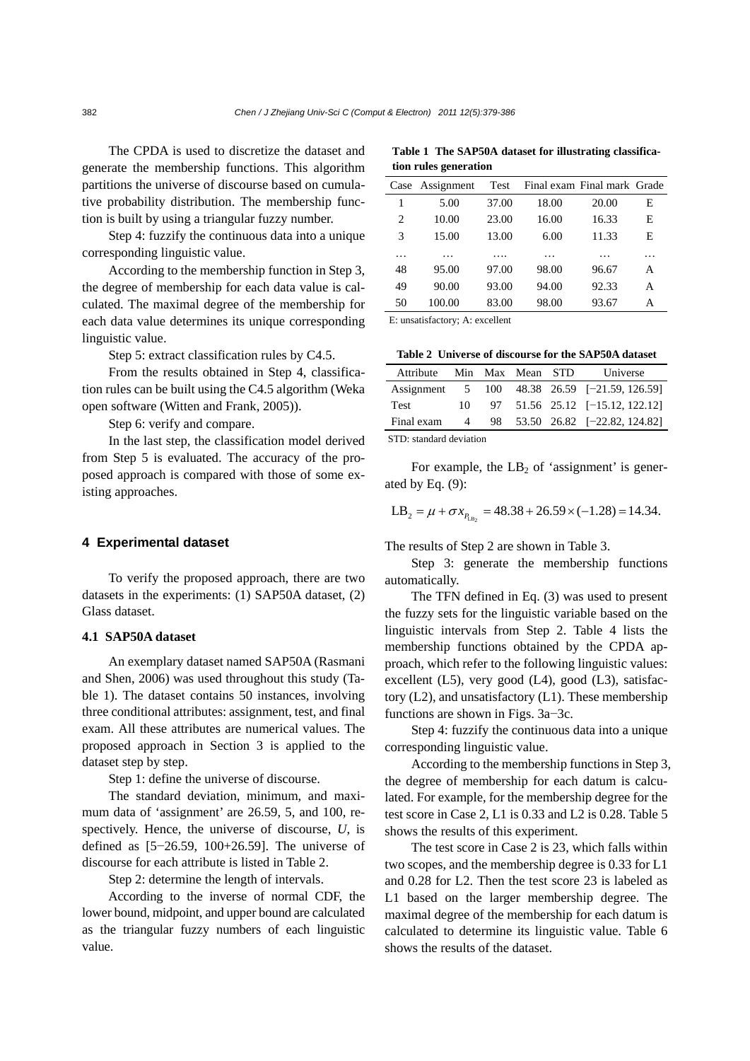The CPDA is used to discretize the dataset and generate the membership functions. This algorithm partitions the universe of discourse based on cumulative probability distribution. The membership function is built by using a triangular fuzzy number.

Step 4: fuzzify the continuous data into a unique corresponding linguistic value.

According to the membership function in Step 3, the degree of membership for each data value is calculated. The maximal degree of the membership for each data value determines its unique corresponding linguistic value.

Step 5: extract classification rules by C4.5.

From the results obtained in Step 4, classification rules can be built using the C4.5 algorithm (Weka open software (Witten and Frank, 2005)).

Step 6: verify and compare.

In the last step, the classification model derived from Step 5 is evaluated. The accuracy of the proposed approach is compared with those of some existing approaches.

## 4 Experimental dataset

To verify the proposed approach, there are two datasets in the experiments: (1) SAP50A dataset, (2) Glass dataset.

### 4.1 SAP50A dataset

An exemplary dataset named SAP50A (Rasmani and Shen, 2006) was used throughout this study (Table 1). The dataset contains 50 instances, involving three conditional attributes: assignment, test, and final exam. All these attributes are numerical values. The proposed approach in Section 3 is applied to the dataset step by step.

Step 1: define the universe of discourse.

The standard deviation, minimum, and maximum data of 'assignment' are 26.59, 5, and 100, respectively. Hence, the universe of discourse, $U$, is defined as [5−26.59, 100+26.59]. The universe of discourse for each attribute is listed in Table 2.

Step 2: determine the length of intervals.

According to the inverse of normal CDF, the lower bound, midpoint, and upper bound are calculated as the triangular fuzzy numbers of each linguistic value.

**Table 1 The SAP50A dataset for illustrating classification rules generation**

| Case | Assignment | Test | Final exam | Final mark | Grade |
|---|---|---|---|---|---|
| 1 | 5.00 | 37.00 | 18.00 | 20.00 | E |
| 2 | 10.00 | 23.00 | 16.00 | 16.33 | E |
| 3 | 15.00 | 13.00 | 6.00 | 11.33 | E |
| … | … | …. | … | … | … |
| 48 | 95.00 | 97.00 | 98.00 | 96.67 | A |
| 49 | 90.00 | 93.00 | 94.00 | 92.33 | A |
| 50 | 100.00 | 83.00 | 98.00 | 93.67 | A |

E: unsatisfactory; A: excellent

**Table 2 Universe of discourse for the SAP50A dataset**

| Attribute | Min | Max | Mean | STD | Universe |
|---|---|---|---|---|---|
| Assignment | 5 | 100 | 48.38 | 26.59 | [−21.59, 126.59] |
| Test | 10 | 97 | 51.56 | 25.12 | [−15.12, 122.12] |
| Final exam | 4 | 98 | 53.50 | 26.82 | [−22.82, 124.82] |

STD: standard deviation

For example, the $\mathrm{LB}_2$ of 'assignment' is generated by Eq. (9):

$$\mathrm{LB}_2 = \mu + \sigma x_{P_{\mathrm{LB}_2}} = 48.38 + 26.59 \times (-1.28) = 14.34.$$

The results of Step 2 are shown in Table 3.

Step 3: generate the membership functions automatically.

The TFN defined in Eq. (3) was used to present the fuzzy sets for the linguistic variable based on the linguistic intervals from Step 2. Table 4 lists the membership functions obtained by the CPDA approach, which refer to the following linguistic values: excellent (L5), very good (L4), good (L3), satisfactory (L2), and unsatisfactory (L1). These membership functions are shown in Figs. 3a−3c.

Step 4: fuzzify the continuous data into a unique corresponding linguistic value.

According to the membership functions in Step 3, the degree of membership for each datum is calculated. For example, for the membership degree for the test score in Case 2, L1 is 0.33 and L2 is 0.28. Table 5 shows the results of this experiment.

The test score in Case 2 is 23, which falls within two scopes, and the membership degree is 0.33 for L1 and 0.28 for L2. Then the test score 23 is labeled as L1 based on the larger membership degree. The maximal degree of the membership for each datum is calculated to determine its linguistic value. Table 6 shows the results of the dataset.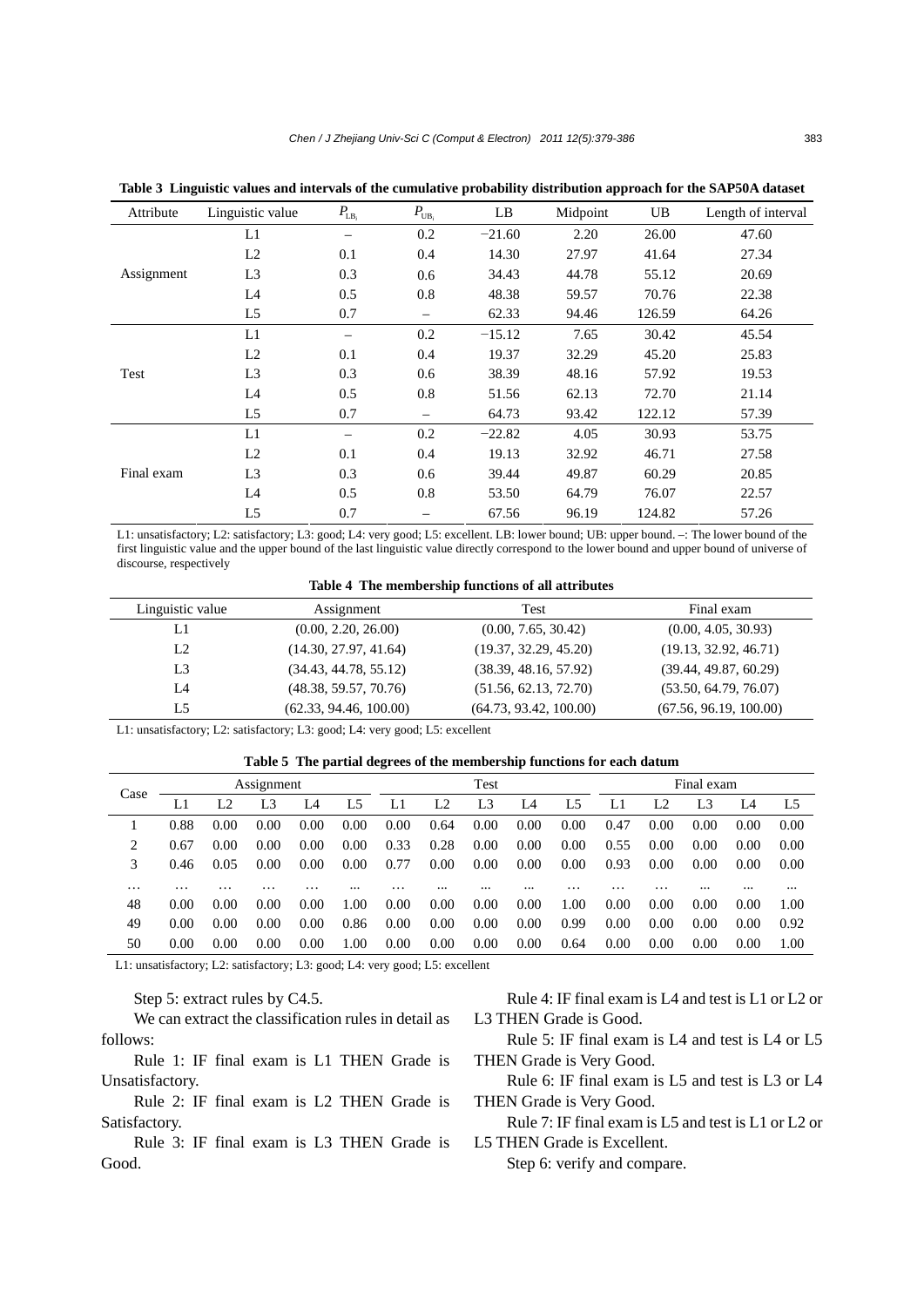**Table 3 Linguistic values and intervals of the cumulative probability distribution approach for the SAP50A dataset**

| Attribute | Linguistic value | $P_{LB_i}$ | $P_{UB_i}$ | LB | Midpoint | UB | Length of interval |
|---|---|---|---|---|---|---|---|
| Assignment | L1 | – | 0.2 | −21.60 | 2.20 | 26.00 | 47.60 |
| | L2 | 0.1 | 0.4 | 14.30 | 27.97 | 41.64 | 27.34 |
| | L3 | 0.3 | 0.6 | 34.43 | 44.78 | 55.12 | 20.69 |
| | L4 | 0.5 | 0.8 | 48.38 | 59.57 | 70.76 | 22.38 |
| | L5 | 0.7 | – | 62.33 | 94.46 | 126.59 | 64.26 |
| Test | L1 | – | 0.2 | −15.12 | 7.65 | 30.42 | 45.54 |
| | L2 | 0.1 | 0.4 | 19.37 | 32.29 | 45.20 | 25.83 |
| | L3 | 0.3 | 0.6 | 38.39 | 48.16 | 57.92 | 19.53 |
| | L4 | 0.5 | 0.8 | 51.56 | 62.13 | 72.70 | 21.14 |
| | L5 | 0.7 | – | 64.73 | 93.42 | 122.12 | 57.39 |
| Final exam | L1 | – | 0.2 | −22.82 | 4.05 | 30.93 | 53.75 |
| | L2 | 0.1 | 0.4 | 19.13 | 32.92 | 46.71 | 27.58 |
| | L3 | 0.3 | 0.6 | 39.44 | 49.87 | 60.29 | 20.85 |
| | L4 | 0.5 | 0.8 | 53.50 | 64.79 | 76.07 | 22.57 |
| | L5 | 0.7 | – | 67.56 | 96.19 | 124.82 | 57.26 |

L1: unsatisfactory; L2: satisfactory; L3: good; L4: very good; L5: excellent. LB: lower bound; UB: upper bound. –: The lower bound of the first linguistic value and the upper bound of the last linguistic value directly correspond to the lower bound and upper bound of universe of discourse, respectively

**Table 4 The membership functions of all attributes**

| Linguistic value | Assignment | Test | Final exam |
|---|---|---|---|
| L1 | (0.00, 2.20, 26.00) | (0.00, 7.65, 30.42) | (0.00, 4.05, 30.93) |
| L2 | (14.30, 27.97, 41.64) | (19.37, 32.29, 45.20) | (19.13, 32.92, 46.71) |
| L3 | (34.43, 44.78, 55.12) | (38.39, 48.16, 57.92) | (39.44, 49.87, 60.29) |
| L4 | (48.38, 59.57, 70.76) | (51.56, 62.13, 72.70) | (53.50, 64.79, 76.07) |
| L5 | (62.33, 94.46, 100.00) | (64.73, 93.42, 100.00) | (67.56, 96.19, 100.00) |

L1: unsatisfactory; L2: satisfactory; L3: good; L4: very good; L5: excellent

**Table 5 The partial degrees of the membership functions for each datum**

| Case | Assignment | | | | | Test | | | | | Final exam | | | | |
|---|---|---|---|---|---|---|---|---|---|---|---|---|---|---|---|
| | L1 | L2 | L3 | L4 | L5 | L1 | L2 | L3 | L4 | L5 | L1 | L2 | L3 | L4 | L5 |
| 1 | 0.88 | 0.00 | 0.00 | 0.00 | 0.00 | 0.00 | 0.64 | 0.00 | 0.00 | 0.00 | 0.47 | 0.00 | 0.00 | 0.00 | 0.00 |
| 2 | 0.67 | 0.00 | 0.00 | 0.00 | 0.00 | 0.33 | 0.28 | 0.00 | 0.00 | 0.00 | 0.55 | 0.00 | 0.00 | 0.00 | 0.00 |
| 3 | 0.46 | 0.05 | 0.00 | 0.00 | 0.00 | 0.77 | 0.00 | 0.00 | 0.00 | 0.00 | 0.93 | 0.00 | 0.00 | 0.00 | 0.00 |
| … | … | … | … | … | ... | … | ... | ... | ... | … | … | … | ... | ... | ... |
| 48 | 0.00 | 0.00 | 0.00 | 0.00 | 1.00 | 0.00 | 0.00 | 0.00 | 0.00 | 1.00 | 0.00 | 0.00 | 0.00 | 0.00 | 1.00 |
| 49 | 0.00 | 0.00 | 0.00 | 0.00 | 0.86 | 0.00 | 0.00 | 0.00 | 0.00 | 0.99 | 0.00 | 0.00 | 0.00 | 0.00 | 0.92 |
| 50 | 0.00 | 0.00 | 0.00 | 0.00 | 1.00 | 0.00 | 0.00 | 0.00 | 0.00 | 0.64 | 0.00 | 0.00 | 0.00 | 0.00 | 1.00 |

L1: unsatisfactory; L2: satisfactory; L3: good; L4: very good; L5: excellent

Step 5: extract rules by C4.5.

We can extract the classification rules in detail as follows:

Rule 1: IF final exam is L1 THEN Grade is Unsatisfactory.

Rule 2: IF final exam is L2 THEN Grade is Satisfactory.

Rule 3: IF final exam is L3 THEN Grade is Good.

Rule 4: IF final exam is L4 and test is L1 or L2 or L3 THEN Grade is Good.

Rule 5: IF final exam is L4 and test is L4 or L5 THEN Grade is Very Good.

Rule 6: IF final exam is L5 and test is L3 or L4 THEN Grade is Very Good.

Rule 7: IF final exam is L5 and test is L1 or L2 or L5 THEN Grade is Excellent.

Step 6: verify and compare.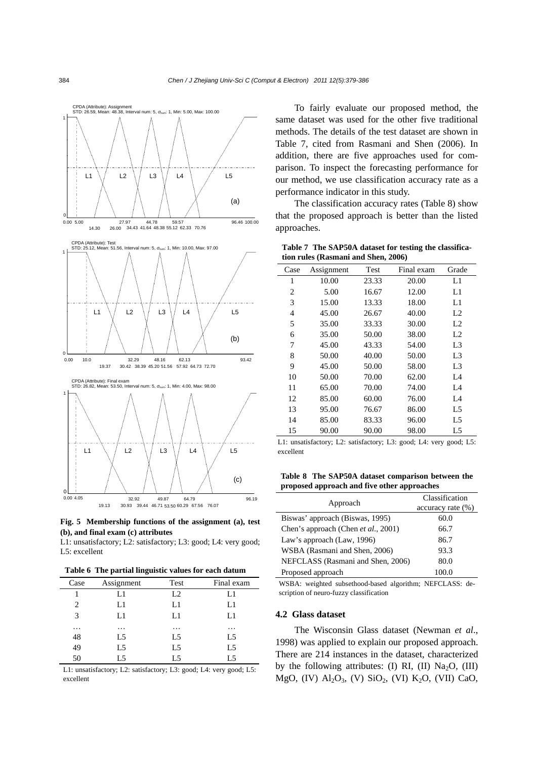**Fig. 5 Membership functions of the assignment (a), test (b), and final exam (c) attributes**

L1: unsatisfactory; L2: satisfactory; L3: good; L4: very good; L5: excellent

**Table 6 The partial linguistic values for each datum**

| Case | Assignment | Test | Final exam |
|---|---|---|---|
| 1 | L1 | L2 | L1 |
| 2 | L1 | L1 | L1 |
| 3 | L1 | L1 | L1 |
| … | … | … | … |
| 48 | L5 | L5 | L5 |
| 49 | L5 | L5 | L5 |
| 50 | L5 | L5 | L5 |

L1: unsatisfactory; L2: satisfactory; L3: good; L4: very good; L5: excellent

To fairly evaluate our proposed method, the same dataset was used for the other five traditional methods. The details of the test dataset are shown in Table 7, cited from Rasmani and Shen (2006). In addition, there are five approaches used for comparison. To inspect the forecasting performance for our method, we use classification accuracy rate as a performance indicator in this study.

The classification accuracy rates (Table 8) show that the proposed approach is better than the listed approaches.

**Table 7 The SAP50A dataset for testing the classification rules (Rasmani and Shen, 2006)**

| Case | Assignment | Test | Final exam | Grade |
|---|---|---|---|---|
| 1 | 10.00 | 23.33 | 20.00 | L1 |
| 2 | 5.00 | 16.67 | 12.00 | L1 |
| 3 | 15.00 | 13.33 | 18.00 | L1 |
| 4 | 45.00 | 26.67 | 40.00 | L2 |
| 5 | 35.00 | 33.33 | 30.00 | L2 |
| 6 | 35.00 | 50.00 | 38.00 | L2 |
| 7 | 45.00 | 43.33 | 54.00 | L3 |
| 8 | 50.00 | 40.00 | 50.00 | L3 |
| 9 | 45.00 | 50.00 | 58.00 | L3 |
| 10 | 50.00 | 70.00 | 62.00 | L4 |
| 11 | 65.00 | 70.00 | 74.00 | L4 |
| 12 | 85.00 | 60.00 | 76.00 | L4 |
| 13 | 95.00 | 76.67 | 86.00 | L5 |
| 14 | 85.00 | 83.33 | 96.00 | L5 |
| 15 | 90.00 | 90.00 | 98.00 | L5 |

L1: unsatisfactory; L2: satisfactory; L3: good; L4: very good; L5: excellent

**Table 8 The SAP50A dataset comparison between the proposed approach and five other approaches**

| Approach | Classification accuracy rate (%) |
|---|---|
| Biswas' approach (Biswas, 1995) | 60.0 |
| Chen's approach (Chen *et al.*, 2001) | 66.7 |
| Law's approach (Law, 1996) | 86.7 |
| WSBA (Rasmani and Shen, 2006) | 93.3 |
| NEFCLASS (Rasmani and Shen, 2006) | 80.0 |
| Proposed approach | 100.0 |

WSBA: weighted subsethood-based algorithm; NEFCLASS: description of neuro-fuzzy classification

### 4.2 Glass dataset

The Wisconsin Glass dataset (Newman *et al.*, 1998) was applied to explain our proposed approach. There are 214 instances in the dataset, characterized by the following attributes: (I) RI, (II) $Na_2O$, (III) MgO, (IV) $Al_2O_3$, (V) $SiO_2$, (VI) $K_2O$, (VII) CaO,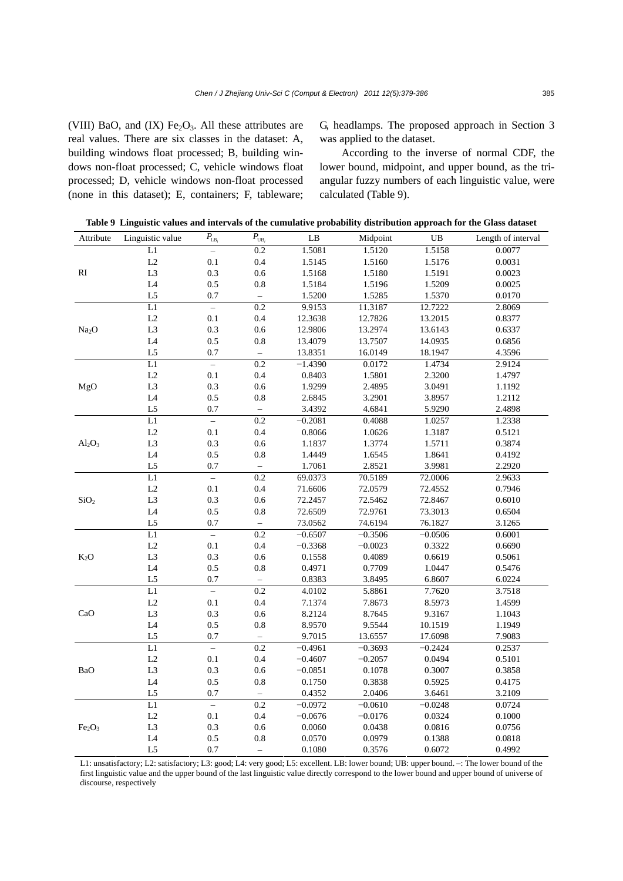(VIII) BaO, and (IX) $Fe_2O_3$. All these attributes are real values. There are six classes in the dataset: A, building windows float processed; B, building windows non-float processed; C, vehicle windows float processed; D, vehicle windows non-float processed (none in this dataset); E, containers; F, tableware; G, headlamps. The proposed approach in Section 3 was applied to the dataset.

According to the inverse of normal CDF, the lower bound, midpoint, and upper bound, as the triangular fuzzy numbers of each linguistic value, were calculated (Table 9).

**Table 9 Linguistic values and intervals of the cumulative probability distribution approach for the Glass dataset**

| Attribute | Linguistic value | $P_{LB_i}$ | $P_{UB_i}$ | LB | Midpoint | UB | Length of interval |
|---|---|---|---|---|---|---|---|
| RI | L1 | – | 0.2 | 1.5081 | 1.5120 | 1.5158 | 0.0077 |
| | L2 | 0.1 | 0.4 | 1.5145 | 1.5160 | 1.5176 | 0.0031 |
| | L3 | 0.3 | 0.6 | 1.5168 | 1.5180 | 1.5191 | 0.0023 |
| | L4 | 0.5 | 0.8 | 1.5184 | 1.5196 | 1.5209 | 0.0025 |
| | L5 | 0.7 | – | 1.5200 | 1.5285 | 1.5370 | 0.0170 |
| $Na_2O$ | L1 | – | 0.2 | 9.9153 | 11.3187 | 12.7222 | 2.8069 |
| | L2 | 0.1 | 0.4 | 12.3638 | 12.7826 | 13.2015 | 0.8377 |
| | L3 | 0.3 | 0.6 | 12.9806 | 13.2974 | 13.6143 | 0.6337 |
| | L4 | 0.5 | 0.8 | 13.4079 | 13.7507 | 14.0935 | 0.6856 |
| | L5 | 0.7 | – | 13.8351 | 16.0149 | 18.1947 | 4.3596 |
| MgO | L1 | – | 0.2 | −1.4390 | 0.0172 | 1.4734 | 2.9124 |
| | L2 | 0.1 | 0.4 | 0.8403 | 1.5801 | 2.3200 | 1.4797 |
| | L3 | 0.3 | 0.6 | 1.9299 | 2.4895 | 3.0491 | 1.1192 |
| | L4 | 0.5 | 0.8 | 2.6845 | 3.2901 | 3.8957 | 1.2112 |
| | L5 | 0.7 | – | 3.4392 | 4.6841 | 5.9290 | 2.4898 |
| $Al_2O_3$ | L1 | – | 0.2 | −0.2081 | 0.4088 | 1.0257 | 1.2338 |
| | L2 | 0.1 | 0.4 | 0.8066 | 1.0626 | 1.3187 | 0.5121 |
| | L3 | 0.3 | 0.6 | 1.1837 | 1.3774 | 1.5711 | 0.3874 |
| | L4 | 0.5 | 0.8 | 1.4449 | 1.6545 | 1.8641 | 0.4192 |
| | L5 | 0.7 | – | 1.7061 | 2.8521 | 3.9981 | 2.2920 |
| $SiO_2$ | L1 | – | 0.2 | 69.0373 | 70.5189 | 72.0006 | 2.9633 |
| | L2 | 0.1 | 0.4 | 71.6606 | 72.0579 | 72.4552 | 0.7946 |
| | L3 | 0.3 | 0.6 | 72.2457 | 72.5462 | 72.8467 | 0.6010 |
| | L4 | 0.5 | 0.8 | 72.6509 | 72.9761 | 73.3013 | 0.6504 |
| | L5 | 0.7 | – | 73.0562 | 74.6194 | 76.1827 | 3.1265 |
| $K_2O$ | L1 | – | 0.2 | −0.6507 | −0.3506 | −0.0506 | 0.6001 |
| | L2 | 0.1 | 0.4 | −0.3368 | −0.0023 | 0.3322 | 0.6690 |
| | L3 | 0.3 | 0.6 | 0.1558 | 0.4089 | 0.6619 | 0.5061 |
| | L4 | 0.5 | 0.8 | 0.4971 | 0.7709 | 1.0447 | 0.5476 |
| | L5 | 0.7 | – | 0.8383 | 3.8495 | 6.8607 | 6.0224 |
| CaO | L1 | – | 0.2 | 4.0102 | 5.8861 | 7.7620 | 3.7518 |
| | L2 | 0.1 | 0.4 | 7.1374 | 7.8673 | 8.5973 | 1.4599 |
| | L3 | 0.3 | 0.6 | 8.2124 | 8.7645 | 9.3167 | 1.1043 |
| | L4 | 0.5 | 0.8 | 8.9570 | 9.5544 | 10.1519 | 1.1949 |
| | L5 | 0.7 | – | 9.7015 | 13.6557 | 17.6098 | 7.9083 |
| BaO | L1 | – | 0.2 | −0.4961 | −0.3693 | −0.2424 | 0.2537 |
| | L2 | 0.1 | 0.4 | −0.4607 | −0.2057 | 0.0494 | 0.5101 |
| | L3 | 0.3 | 0.6 | −0.0851 | 0.1078 | 0.3007 | 0.3858 |
| | L4 | 0.5 | 0.8 | 0.1750 | 0.3838 | 0.5925 | 0.4175 |
| | L5 | 0.7 | – | 0.4352 | 2.0406 | 3.6461 | 3.2109 |
| $Fe_2O_3$ | L1 | – | 0.2 | −0.0972 | −0.0610 | −0.0248 | 0.0724 |
| | L2 | 0.1 | 0.4 | −0.0676 | −0.0176 | 0.0324 | 0.1000 |
| | L3 | 0.3 | 0.6 | 0.0060 | 0.0438 | 0.0816 | 0.0756 |
| | L4 | 0.5 | 0.8 | 0.0570 | 0.0979 | 0.1388 | 0.0818 |
| | L5 | 0.7 | – | 0.1080 | 0.3576 | 0.6072 | 0.4992 |

L1: unsatisfactory; L2: satisfactory; L3: good; L4: very good; L5: excellent. LB: lower bound; UB: upper bound. –: The lower bound of the first linguistic value and the upper bound of the last linguistic value directly correspond to the lower bound and upper bound of universe of discourse, respectively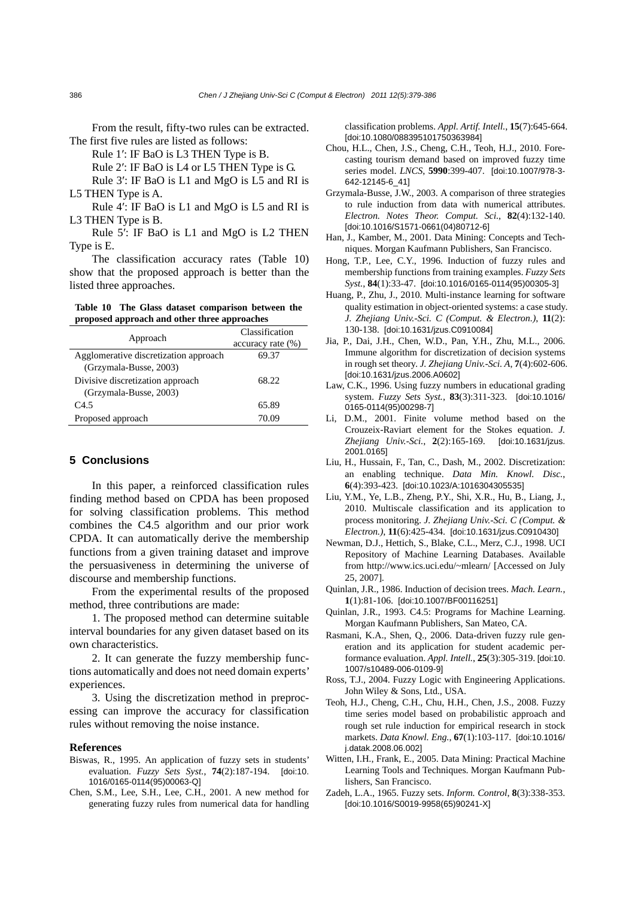From the result, fifty-two rules can be extracted. The first five rules are listed as follows:

Rule 1′: IF BaO is L3 THEN Type is B.

Rule 2′: IF BaO is L4 or L5 THEN Type is G.

Rule 3′: IF BaO is L1 and MgO is L5 and RI is L5 THEN Type is A.

Rule 4′: IF BaO is L1 and MgO is L5 and RI is L3 THEN Type is B.

Rule 5′: IF BaO is L1 and MgO is L2 THEN Type is E.

The classification accuracy rates (Table 10) show that the proposed approach is better than the listed three approaches.

**Table 10 The Glass dataset comparison between the proposed approach and other three approaches**

| Approach | Classification accuracy rate (%) |
|---|---|
| Agglomerative discretization approach (Grzymala-Busse, 2003) | 69.37 |
| Divisive discretization approach (Grzymala-Busse, 2003) | 68.22 |
| C4.5 | 65.89 |
| Proposed approach | 70.09 |

## 5 Conclusions

In this paper, a reinforced classification rules finding method based on CPDA has been proposed for solving classification problems. This method combines the C4.5 algorithm and our prior work CPDA. It can automatically derive the membership functions from a given training dataset and improve the persuasiveness in determining the universe of discourse and membership functions.

From the experimental results of the proposed method, three contributions are made:

1. The proposed method can determine suitable interval boundaries for any given dataset based on its own characteristics.

2. It can generate the fuzzy membership functions automatically and does not need domain experts' experiences.

3. Using the discretization method in preprocessing can improve the accuracy for classification rules without removing the noise instance.

### References

Biswas, R., 1995. An application of fuzzy sets in students' evaluation. *Fuzzy Sets Syst.*, **74**(2):187-194. [doi:10.1016/0165-0114(95)00063-Q]

Chen, S.M., Lee, S.H., Lee, C.H., 2001. A new method for generating fuzzy rules from numerical data for handling classification problems. *Appl. Artif. Intell.*, **15**(7):645-664. [doi:10.1080/088395101750363984]

Chou, H.L., Chen, J.S., Cheng, C.H., Teoh, H.J., 2010. Forecasting tourism demand based on improved fuzzy time series model. *LNCS*, **5990**:399-407. [doi:10.1007/978-3-642-12145-6_41]

Grzymala-Busse, J.W., 2003. A comparison of three strategies to rule induction from data with numerical attributes. *Electron. Notes Theor. Comput. Sci.*, **82**(4):132-140. [doi:10.1016/S1571-0661(04)80712-6]

Han, J., Kamber, M., 2001. Data Mining: Concepts and Techniques. Morgan Kaufmann Publishers, San Francisco.

Hong, T.P., Lee, C.Y., 1996. Induction of fuzzy rules and membership functions from training examples. *Fuzzy Sets Syst.*, **84**(1):33-47. [doi:10.1016/0165-0114(95)00305-3]

Huang, P., Zhu, J., 2010. Multi-instance learning for software quality estimation in object-oriented systems: a case study. *J. Zhejiang Univ.-Sci. C (Comput. & Electron.)*, **11**(2):130-138. [doi:10.1631/jzus.C0910084]

Jia, P., Dai, J.H., Chen, W.D., Pan, Y.H., Zhu, M.L., 2006. Immune algorithm for discretization of decision systems in rough set theory. *J. Zhejiang Univ.-Sci. A*, **7**(4):602-606. [doi:10.1631/jzus.2006.A0602]

Law, C.K., 1996. Using fuzzy numbers in educational grading system. *Fuzzy Sets Syst.*, **83**(3):311-323. [doi:10.1016/0165-0114(95)00298-7]

Li, D.M., 2001. Finite volume method based on the Crouzeix-Raviart element for the Stokes equation. *J. Zhejiang Univ.-Sci.*, **2**(2):165-169. [doi:10.1631/jzus.2001.0165]

Liu, H., Hussain, F., Tan, C., Dash, M., 2002. Discretization: an enabling technique. *Data Min. Knowl. Disc.*, **6**(4):393-423. [doi:10.1023/A:1016304305535]

Liu, Y.M., Ye, L.B., Zheng, P.Y., Shi, X.R., Hu, B., Liang, J., 2010. Multiscale classification and its application to process monitoring. *J. Zhejiang Univ.-Sci. C (Comput. & Electron.)*, **11**(6):425-434. [doi:10.1631/jzus.C0910430]

Newman, D.J., Hettich, S., Blake, C.L., Merz, C.J., 1998. UCI Repository of Machine Learning Databases. Available from http://www.ics.uci.edu/~mlearn/ [Accessed on July 25, 2007].

Quinlan, J.R., 1986. Induction of decision trees. *Mach. Learn.*, **1**(1):81-106. [doi:10.1007/BF00116251]

Quinlan, J.R., 1993. C4.5: Programs for Machine Learning. Morgan Kaufmann Publishers, San Mateo, CA.

Rasmani, K.A., Shen, Q., 2006. Data-driven fuzzy rule generation and its application for student academic performance evaluation. *Appl. Intell.*, **25**(3):305-319. [doi:10.1007/s10489-006-0109-9]

Ross, T.J., 2004. Fuzzy Logic with Engineering Applications. John Wiley & Sons, Ltd., USA.

Teoh, H.J., Cheng, C.H., Chu, H.H., Chen, J.S., 2008. Fuzzy time series model based on probabilistic approach and rough set rule induction for empirical research in stock markets. *Data Knowl. Eng.*, **67**(1):103-117. [doi:10.1016/j.datak.2008.06.002]

Witten, I.H., Frank, E., 2005. Data Mining: Practical Machine Learning Tools and Techniques. Morgan Kaufmann Publishers, San Francisco.

Zadeh, L.A., 1965. Fuzzy sets. *Inform. Control*, **8**(3):338-353. [doi:10.1016/S0019-9958(65)90241-X]